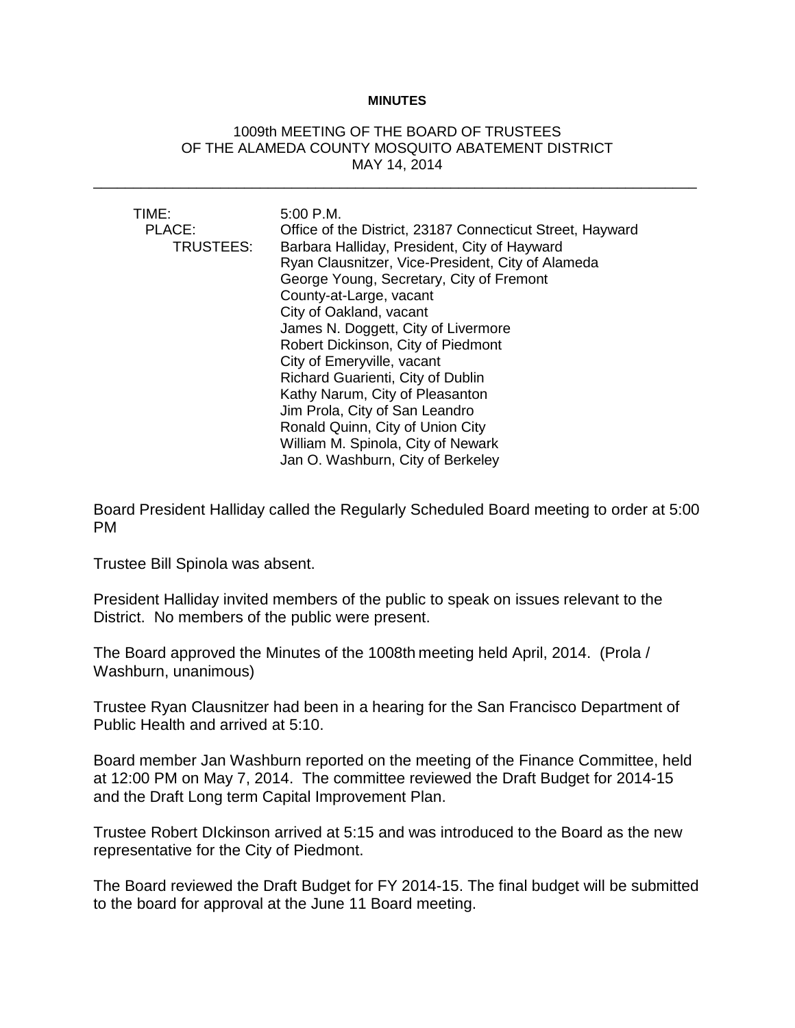**MINUTES**

1009th MEETING OF THE BOARD OF TRUSTEES
OF THE ALAMEDA COUNTY MOSQUITO ABATEMENT DISTRICT
MAY 14, 2014

---

TIME: 5:00 P.M.

PLACE: Office of the District, 23187 Connecticut Street, Hayward

TRUSTEES:
Barbara Halliday, President, City of Hayward
Ryan Clausnitzer, Vice-President, City of Alameda
George Young, Secretary, City of Fremont
County-at-Large, vacant
City of Oakland, vacant
James N. Doggett, City of Livermore
Robert Dickinson, City of Piedmont
City of Emeryville, vacant
Richard Guarienti, City of Dublin
Kathy Narum, City of Pleasanton
Jim Prola, City of San Leandro
Ronald Quinn, City of Union City
William M. Spinola, City of Newark
Jan O. Washburn, City of Berkeley

Board President Halliday called the Regularly Scheduled Board meeting to order at 5:00 PM

Trustee Bill Spinola was absent.

President Halliday invited members of the public to speak on issues relevant to the District. No members of the public were present.

The Board approved the Minutes of the 1008th meeting held April, 2014. (Prola / Washburn, unanimous)

Trustee Ryan Clausnitzer had been in a hearing for the San Francisco Department of Public Health and arrived at 5:10.

Board member Jan Washburn reported on the meeting of the Finance Committee, held at 12:00 PM on May 7, 2014. The committee reviewed the Draft Budget for 2014-15 and the Draft Long term Capital Improvement Plan.

Trustee Robert DIckinson arrived at 5:15 and was introduced to the Board as the new representative for the City of Piedmont.

The Board reviewed the Draft Budget for FY 2014-15. The final budget will be submitted to the board for approval at the June 11 Board meeting.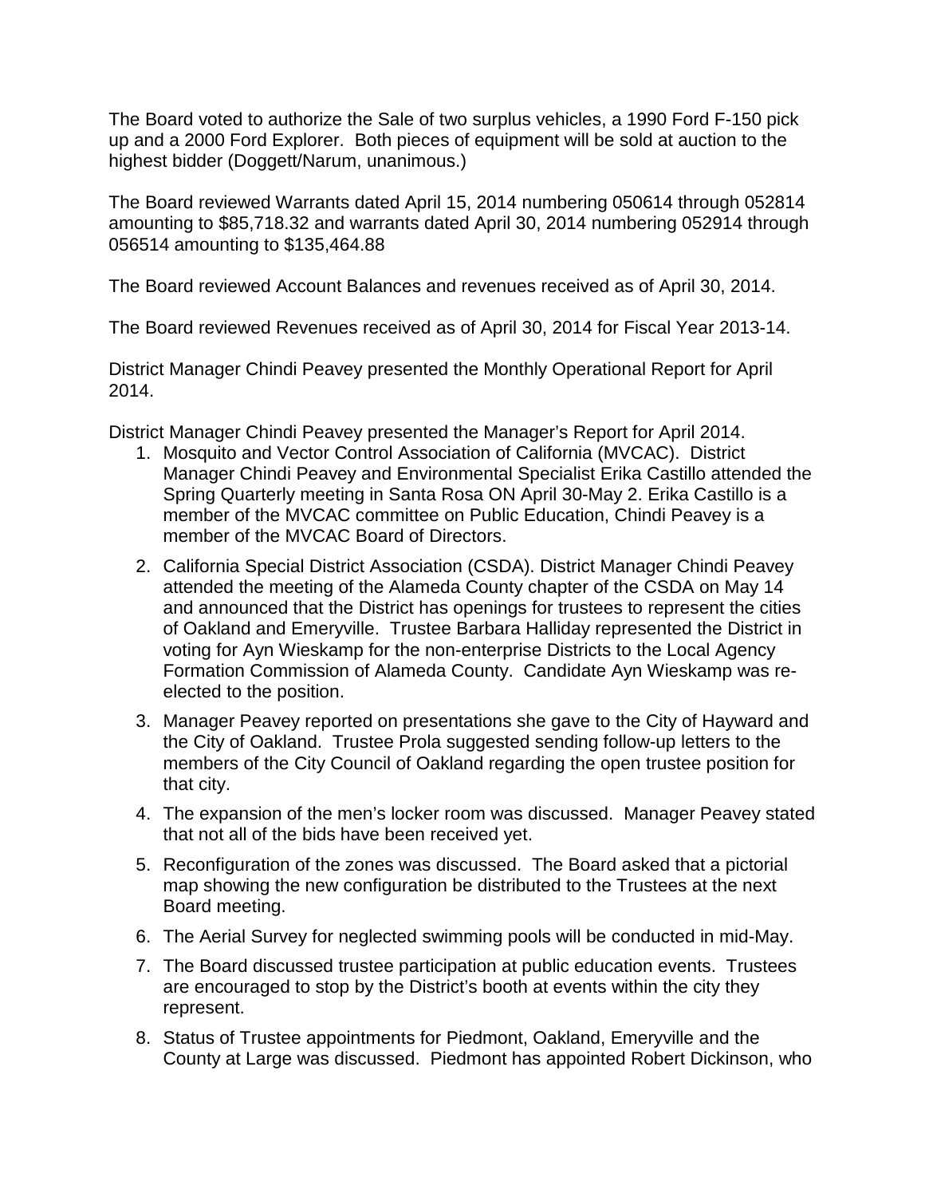The Board voted to authorize the Sale of two surplus vehicles, a 1990 Ford F-150 pick up and a 2000 Ford Explorer. Both pieces of equipment will be sold at auction to the highest bidder (Doggett/Narum, unanimous.)

The Board reviewed Warrants dated April 15, 2014 numbering 050614 through 052814 amounting to $85,718.32 and warrants dated April 30, 2014 numbering 052914 through 056514 amounting to $135,464.88

The Board reviewed Account Balances and revenues received as of April 30, 2014.

The Board reviewed Revenues received as of April 30, 2014 for Fiscal Year 2013-14.

District Manager Chindi Peavey presented the Monthly Operational Report for April 2014.

District Manager Chindi Peavey presented the Manager's Report for April 2014.

1. Mosquito and Vector Control Association of California (MVCAC). District Manager Chindi Peavey and Environmental Specialist Erika Castillo attended the Spring Quarterly meeting in Santa Rosa ON April 30-May 2. Erika Castillo is a member of the MVCAC committee on Public Education, Chindi Peavey is a member of the MVCAC Board of Directors.
2. California Special District Association (CSDA). District Manager Chindi Peavey attended the meeting of the Alameda County chapter of the CSDA on May 14 and announced that the District has openings for trustees to represent the cities of Oakland and Emeryville. Trustee Barbara Halliday represented the District in voting for Ayn Wieskamp for the non-enterprise Districts to the Local Agency Formation Commission of Alameda County. Candidate Ayn Wieskamp was re-elected to the position.
3. Manager Peavey reported on presentations she gave to the City of Hayward and the City of Oakland. Trustee Prola suggested sending follow-up letters to the members of the City Council of Oakland regarding the open trustee position for that city.
4. The expansion of the men's locker room was discussed. Manager Peavey stated that not all of the bids have been received yet.
5. Reconfiguration of the zones was discussed. The Board asked that a pictorial map showing the new configuration be distributed to the Trustees at the next Board meeting.
6. The Aerial Survey for neglected swimming pools will be conducted in mid-May.
7. The Board discussed trustee participation at public education events. Trustees are encouraged to stop by the District's booth at events within the city they represent.
8. Status of Trustee appointments for Piedmont, Oakland, Emeryville and the County at Large was discussed. Piedmont has appointed Robert Dickinson, who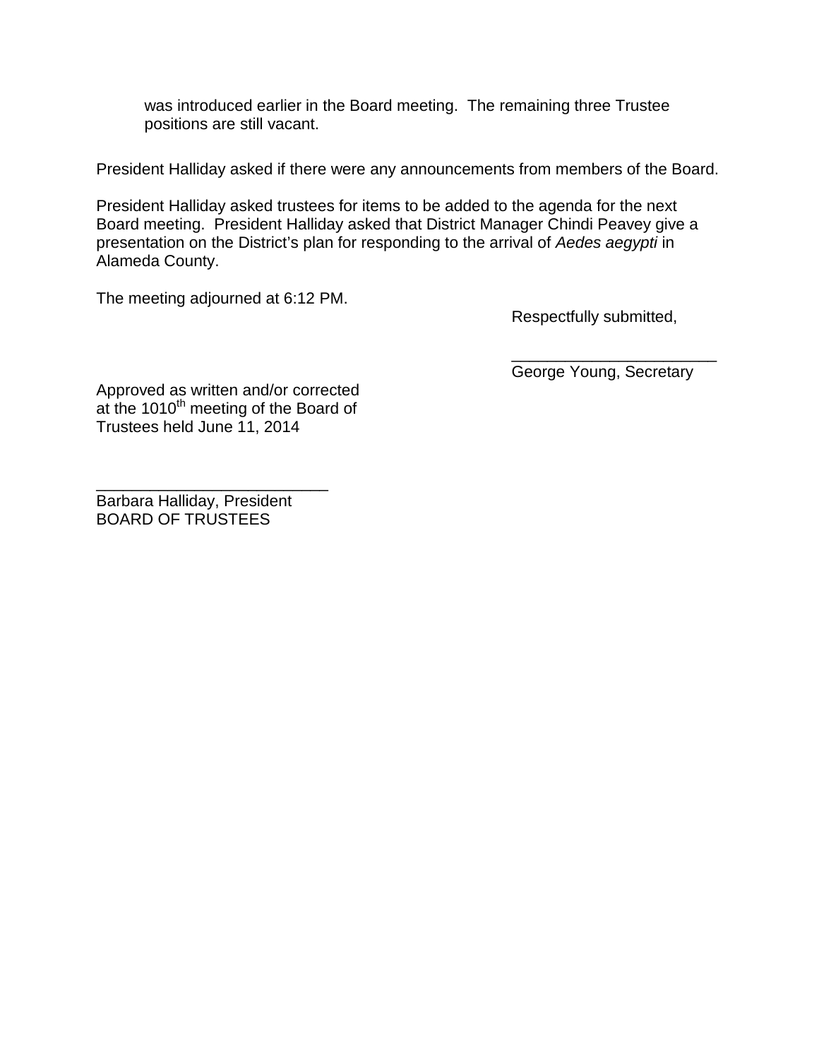was introduced earlier in the Board meeting. The remaining three Trustee positions are still vacant.

President Halliday asked if there were any announcements from members of the Board.

President Halliday asked trustees for items to be added to the agenda for the next Board meeting. President Halliday asked that District Manager Chindi Peavey give a presentation on the District's plan for responding to the arrival of *Aedes aegypti* in Alameda County.

The meeting adjourned at 6:12 PM.

Respectfully submitted,

_______________________
George Young, Secretary

Approved as written and/or corrected at the 1010th meeting of the Board of Trustees held June 11, 2014

__________________________
Barbara Halliday, President
BOARD OF TRUSTEES